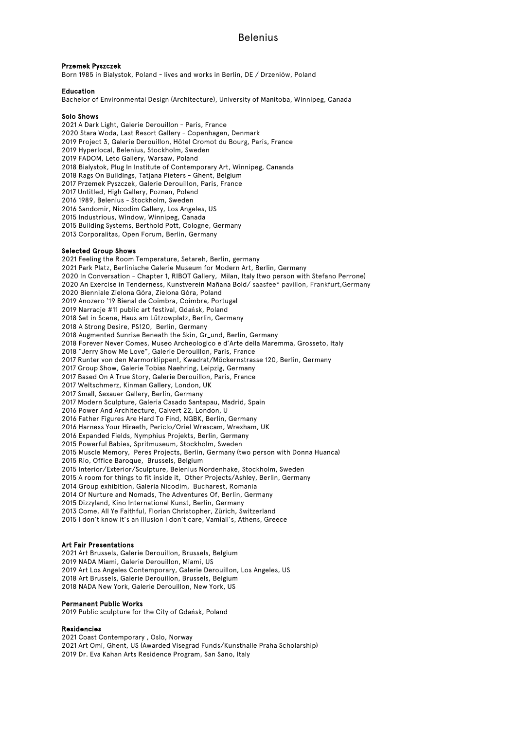# Belenius

**Przemek Pyszczek**
Born 1985 in Bialystok, Poland – lives and works in Berlin, DE / Drzeniów, Poland

**Education**
Bachelor of Environmental Design (Architecture), University of Manitoba, Winnipeg, Canada

**Solo Shows**
2021 A Dark Light, Galerie Derouillon – Paris, France
2020 Stara Woda, Last Resort Gallery – Copenhagen, Denmark
2019 Project 3, Galerie Derouillon, Hôtel Cromot du Bourg, Paris, France
2019 Hyperlocal, Belenius, Stockholm, Sweden
2019 FADOM, Leto Gallery, Warsaw, Poland
2018 Bialystok, Plug In Institute of Contemporary Art, Winnipeg, Cananda
2018 Rags On Buildings, Tatjana Pieters – Ghent, Belgium
2017 Przemek Pyszczek, Galerie Derouillon, Paris, France
2017 Untitled, High Gallery, Poznan, Poland
2016 1989, Belenius – Stockholm, Sweden
2016 Sandomir, Nicodim Gallery, Los Angeles, US
2015 Industrious, Window, Winnipeg, Canada
2015 Building Systems, Berthold Pott, Cologne, Germany
2013 Corporalitas, Open Forum, Berlin, Germany

**Selected Group Shows**
2021 Feeling the Room Temperature, Setareh, Berlin, germany
2021 Park Platz, Berlinische Galerie Museum for Modern Art, Berlin, Germany
2020 In Conversation – Chapter 1, RIBOT Gallery, Milan, Italy (two person with Stefano Perrone)
2020 An Exercise in Tenderness, Kunstverein Mañana Bold/ saasfee* pavillon, Frankfurt,Germany
2020 Bienniale Zielona Góra, Zielona Góra, Poland
2019 Anozero '19 Bienal de Coimbra, Coimbra, Portugal
2019 Narracje #11 public art festival, Gdańsk, Poland
2018 Set in Scene, Haus am Lützowplatz, Berlin, Germany
2018 A Strong Desire, PS120, Berlin, Germany
2018 Augmented Sunrise Beneath the Skin, Gr_und, Berlin, Germany
2018 Forever Never Comes, Museo Archeologico e d'Arte della Maremma, Grosseto, Italy
2018 "Jerry Show Me Love", Galerie Derouillon, Paris, France
2017 Runter von den Marmorklippen!, Kwadrat/Möckernstrasse 120, Berlin, Germany
2017 Group Show, Galerie Tobias Naehring, Leipzig, Germany
2017 Based On A True Story, Galerie Derouillon, Paris, France
2017 Weltschmerz, Kinman Gallery, London, UK
2017 Small, Sexauer Gallery, Berlin, Germany
2017 Modern Sculpture, Galeria Casado Santapau, Madrid, Spain
2016 Power And Architecture, Calvert 22, London, U
2016 Father Figures Are Hard To Find, NGBK, Berlin, Germany
2016 Harness Your Hiraeth, Periclo/Oriel Wrescam, Wrexham, UK
2016 Expanded Fields, Nymphius Projekts, Berlin, Germany
2015 Powerful Babies, Spritmuseum, Stockholm, Sweden
2015 Muscle Memory, Peres Projects, Berlin, Germany (two person with Donna Huanca)
2015 Rio, Office Baroque, Brussels, Belgium
2015 Interior/Exterior/Sculpture, Belenius Nordenhake, Stockholm, Sweden
2015 A room for things to fit inside it, Other Projects/Ashley, Berlin, Germany
2014 Group exhibition, Galeria Nicodim, Bucharest, Romania
2014 Of Nurture and Nomads, The Adventures Of, Berlin, Germany
2015 Dizzyland, Kino International Kunst, Berlin, Germany
2013 Come, All Ye Faithful, Florian Christopher, Zürich, Switzerland
2015 I don't know it's an illusion I don't care, Vamiali's, Athens, Greece

**Art Fair Presentations**
2021 Art Brussels, Galerie Derouillon, Brussels, Belgium
2019 NADA Miami, Galerie Derouillon, Miami, US
2019 Art Los Angeles Contemporary, Galerie Derouillon, Los Angeles, US
2018 Art Brussels, Galerie Derouillon, Brussels, Belgium
2018 NADA New York, Galerie Derouillon, New York, US

**Permanent Public Works**
2019 Public sculpture for the City of Gdańsk, Poland

**Residencies**
2021 Coast Contemporary , Oslo, Norway
2021 Art Omi, Ghent, US (Awarded Visegrad Funds/Kunsthalle Praha Scholarship)
2019 Dr. Eva Kahan Arts Residence Program, San Sano, Italy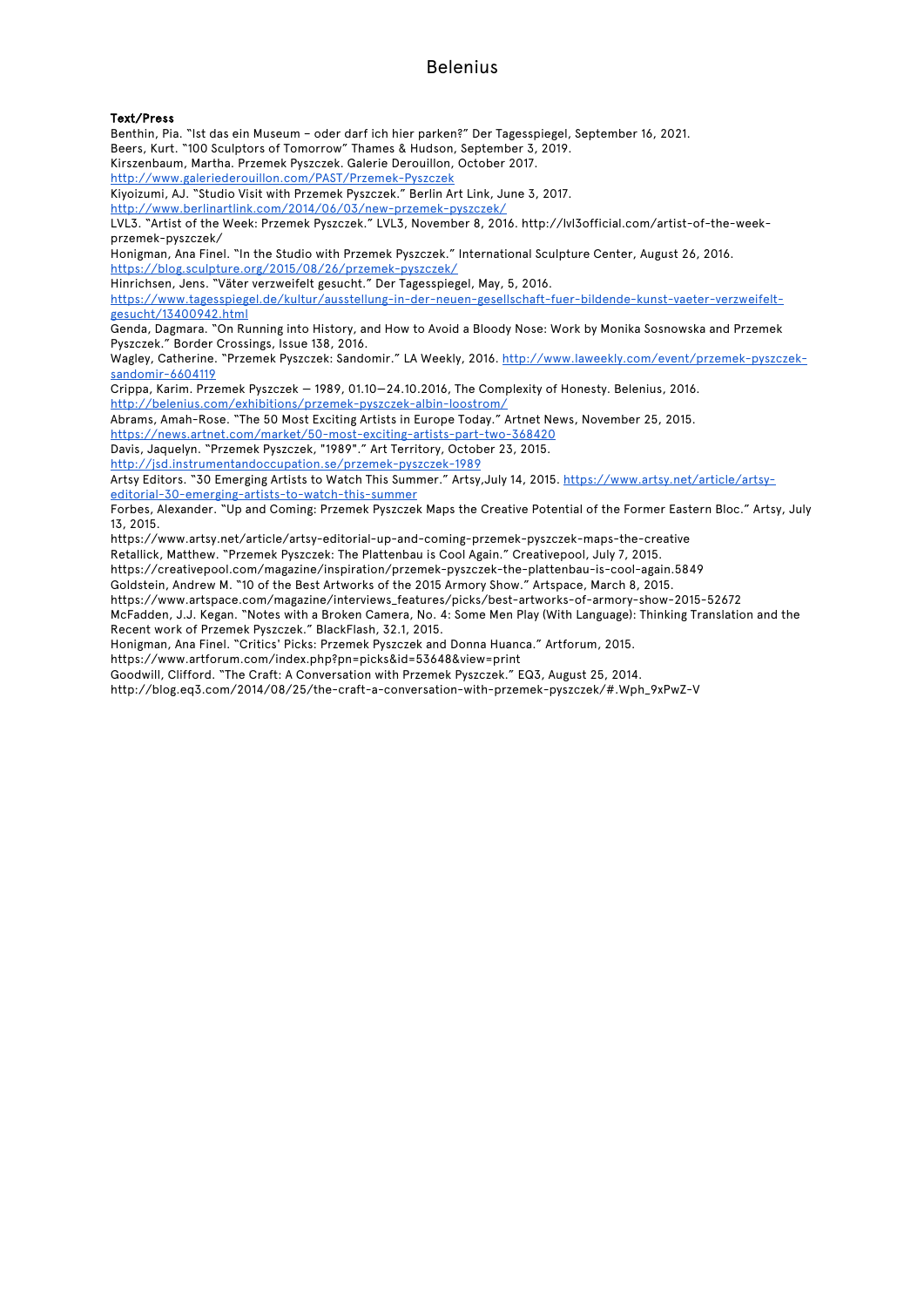**Text/Press**

Benthin, Pia. "Ist das ein Museum – oder darf ich hier parken?" Der Tagesspiegel, September 16, 2021.
Beers, Kurt. "100 Sculptors of Tomorrow" Thames & Hudson, September 3, 2019.
Kirszenbaum, Martha. Przemek Pyszczek. Galerie Derouillon, October 2017.
http://www.galeriederouillon.com/PAST/Przemek-Pyszczek
Kiyoizumi, AJ. "Studio Visit with Przemek Pyszczek." Berlin Art Link, June 3, 2017.
http://www.berlinartlink.com/2014/06/03/new-przemek-pyszczek/
LVL3. "Artist of the Week: Przemek Pyszczek." LVL3, November 8, 2016. http://lvl3official.com/artist-of-the-week-przemek-pyszczek/
Honigman, Ana Finel. "In the Studio with Przemek Pyszczek." International Sculpture Center, August 26, 2016.
https://blog.sculpture.org/2015/08/26/przemek-pyszczek/
Hinrichsen, Jens. "Väter verzweifelt gesucht." Der Tagesspiegel, May, 5, 2016.
https://www.tagesspiegel.de/kultur/ausstellung-in-der-neuen-gesellschaft-fuer-bildende-kunst-vaeter-verzweifelt-gesucht/13400942.html
Genda, Dagmara. "On Running into History, and How to Avoid a Bloody Nose: Work by Monika Sosnowska and Przemek Pyszczek." Border Crossings, Issue 138, 2016.
Wagley, Catherine. "Przemek Pyszczek: Sandomir." LA Weekly, 2016. http://www.laweekly.com/event/przemek-pyszczek-sandomir-6604119
Crippa, Karim. Przemek Pyszczek — 1989, 01.10—24.10.2016, The Complexity of Honesty. Belenius, 2016.
http://belenius.com/exhibitions/przemek-pyszczek-albin-loostrom/
Abrams, Amah-Rose. "The 50 Most Exciting Artists in Europe Today." Artnet News, November 25, 2015.
https://news.artnet.com/market/50-most-exciting-artists-part-two-368420
Davis, Jaquelyn. "Przemek Pyszczek, "1989"." Art Territory, October 23, 2015.
http://jsd.instrumentandoccupation.se/przemek-pyszczek-1989
Artsy Editors. "30 Emerging Artists to Watch This Summer." Artsy,July 14, 2015. https://www.artsy.net/article/artsy-editorial-30-emerging-artists-to-watch-this-summer
Forbes, Alexander. "Up and Coming: Przemek Pyszczek Maps the Creative Potential of the Former Eastern Bloc." Artsy, July 13, 2015.
https://www.artsy.net/article/artsy-editorial-up-and-coming-przemek-pyszczek-maps-the-creative
Retallick, Matthew. "Przemek Pyszczek: The Plattenbau is Cool Again." Creativepool, July 7, 2015.
https://creativepool.com/magazine/inspiration/przemek-pyszczek-the-plattenbau-is-cool-again.5849
Goldstein, Andrew M. "10 of the Best Artworks of the 2015 Armory Show." Artspace, March 8, 2015.
https://www.artspace.com/magazine/interviews_features/picks/best-artworks-of-armory-show-2015-52672
McFadden, J.J. Kegan. "Notes with a Broken Camera, No. 4: Some Men Play (With Language): Thinking Translation and the Recent work of Przemek Pyszczek." BlackFlash, 32.1, 2015.
Honigman, Ana Finel. "Critics' Picks: Przemek Pyszczek and Donna Huanca." Artforum, 2015.
https://www.artforum.com/index.php?pn=picks&id=53648&view=print
Goodwill, Clifford. "The Craft: A Conversation with Przemek Pyszczek." EQ3, August 25, 2014.
http://blog.eq3.com/2014/08/25/the-craft-a-conversation-with-przemek-pyszczek/#.Wph_9xPwZ-V